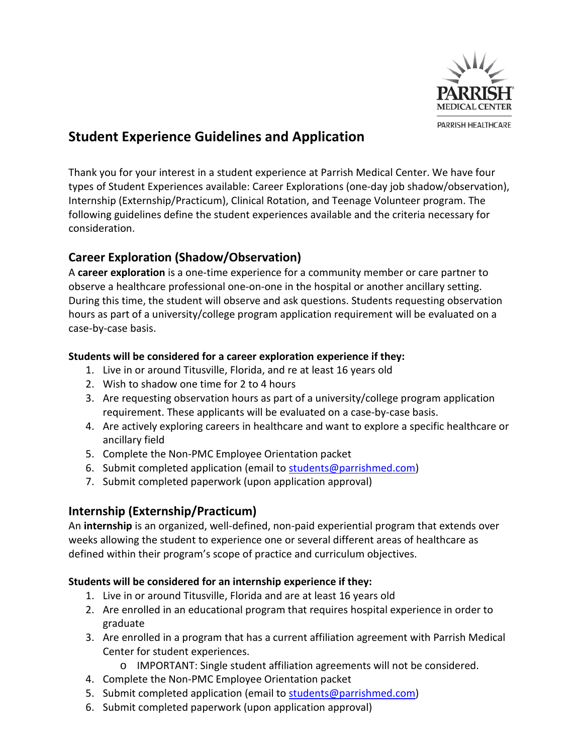# Student Experience Guidelines and Application

Thank you for your interest in a student experience at Parrish Medical Center. We have four types of Student Experiences available: Career Explorations (one-day job shadow/observation), Internship (Externship/Practicum), Clinical Rotation, and Teenage Volunteer program. The following guidelines define the student experiences available and the criteria necessary for consideration.

## Career Exploration (Shadow/Observation)

A **career exploration** is a one-time experience for a community member or care partner to observe a healthcare professional one-on-one in the hospital or another ancillary setting. During this time, the student will observe and ask questions. Students requesting observation hours as part of a university/college program application requirement will be evaluated on a case-by-case basis.

**Students will be considered for a career exploration experience if they:**

1. Live in or around Titusville, Florida, and re at least 16 years old
2. Wish to shadow one time for 2 to 4 hours
3. Are requesting observation hours as part of a university/college program application requirement. These applicants will be evaluated on a case-by-case basis.
4. Are actively exploring careers in healthcare and want to explore a specific healthcare or ancillary field
5. Complete the Non-PMC Employee Orientation packet
6. Submit completed application (email to students@parrishmed.com)
7. Submit completed paperwork (upon application approval)

## Internship (Externship/Practicum)

An **internship** is an organized, well-defined, non-paid experiential program that extends over weeks allowing the student to experience one or several different areas of healthcare as defined within their program's scope of practice and curriculum objectives.

**Students will be considered for an internship experience if they:**

1. Live in or around Titusville, Florida and are at least 16 years old
2. Are enrolled in an educational program that requires hospital experience in order to graduate
3. Are enrolled in a program that has a current affiliation agreement with Parrish Medical Center for student experiences.
    - IMPORTANT: Single student affiliation agreements will not be considered.
4. Complete the Non-PMC Employee Orientation packet
5. Submit completed application (email to students@parrishmed.com)
6. Submit completed paperwork (upon application approval)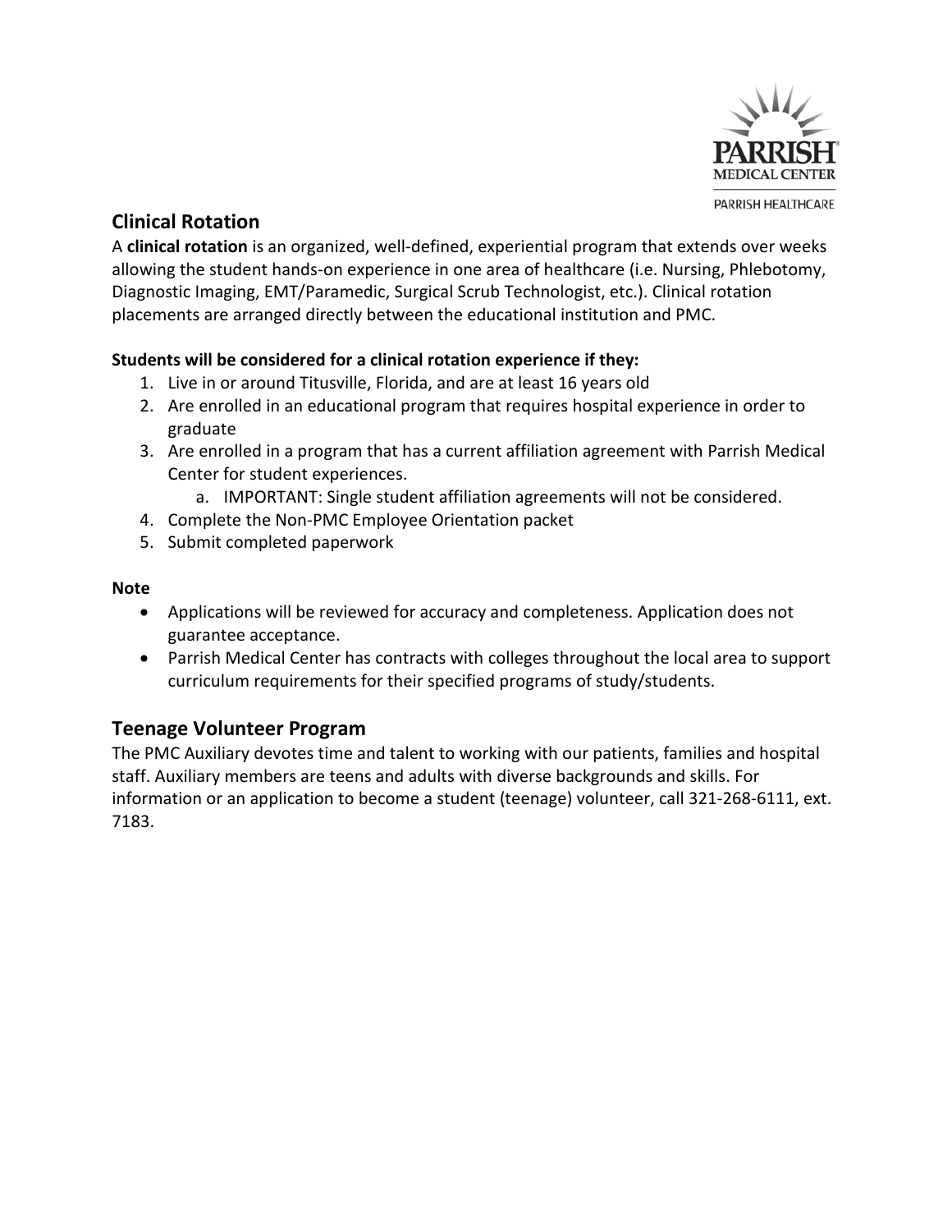## Clinical Rotation

A **clinical rotation** is an organized, well-defined, experiential program that extends over weeks allowing the student hands-on experience in one area of healthcare (i.e. Nursing, Phlebotomy, Diagnostic Imaging, EMT/Paramedic, Surgical Scrub Technologist, etc.). Clinical rotation placements are arranged directly between the educational institution and PMC.

**Students will be considered for a clinical rotation experience if they:**

1. Live in or around Titusville, Florida, and are at least 16 years old
2. Are enrolled in an educational program that requires hospital experience in order to graduate
3. Are enrolled in a program that has a current affiliation agreement with Parrish Medical Center for student experiences.
   a. IMPORTANT: Single student affiliation agreements will not be considered.
4. Complete the Non-PMC Employee Orientation packet
5. Submit completed paperwork

**Note**

- Applications will be reviewed for accuracy and completeness. Application does not guarantee acceptance.
- Parrish Medical Center has contracts with colleges throughout the local area to support curriculum requirements for their specified programs of study/students.

## Teenage Volunteer Program

The PMC Auxiliary devotes time and talent to working with our patients, families and hospital staff. Auxiliary members are teens and adults with diverse backgrounds and skills. For information or an application to become a student (teenage) volunteer, call 321-268-6111, ext. 7183.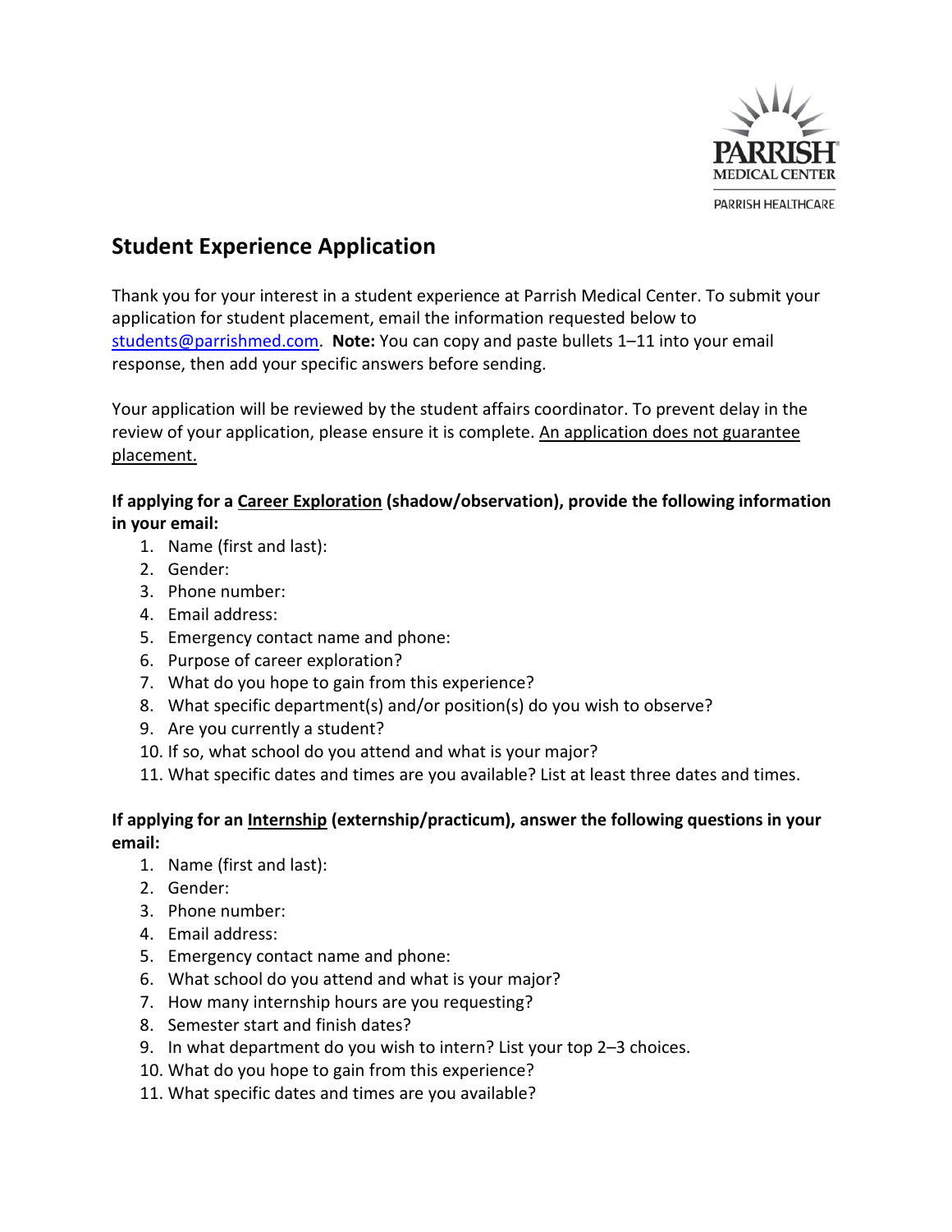PARRISH MEDICAL CENTER

PARRISH HEALTHCARE

## Student Experience Application

Thank you for your interest in a student experience at Parrish Medical Center. To submit your application for student placement, email the information requested below to students@parrishmed.com. **Note:** You can copy and paste bullets 1–11 into your email response, then add your specific answers before sending.

Your application will be reviewed by the student affairs coordinator. To prevent delay in the review of your application, please ensure it is complete. An application does not guarantee placement.

**If applying for a Career Exploration (shadow/observation), provide the following information in your email:**

1. Name (first and last):
2. Gender:
3. Phone number:
4. Email address:
5. Emergency contact name and phone:
6. Purpose of career exploration?
7. What do you hope to gain from this experience?
8. What specific department(s) and/or position(s) do you wish to observe?
9. Are you currently a student?
10. If so, what school do you attend and what is your major?
11. What specific dates and times are you available? List at least three dates and times.

**If applying for an Internship (externship/practicum), answer the following questions in your email:**

1. Name (first and last):
2. Gender:
3. Phone number:
4. Email address:
5. Emergency contact name and phone:
6. What school do you attend and what is your major?
7. How many internship hours are you requesting?
8. Semester start and finish dates?
9. In what department do you wish to intern? List your top 2–3 choices.
10. What do you hope to gain from this experience?
11. What specific dates and times are you available?